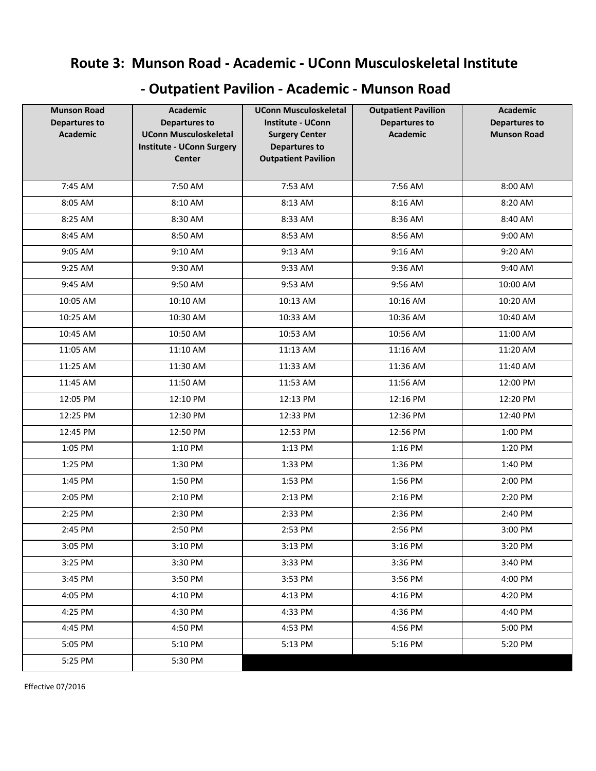# Route 3: Munson Road - Academic - UConn Musculoskeletal Institute - Outpatient Pavilion - Academic - Munson Road

| Munson Road Departures to Academic | Academic Departures to UConn Musculoskeletal Institute - UConn Surgery Center | UConn Musculoskeletal Institute - UConn Surgery Center Departures to Outpatient Pavilion | Outpatient Pavilion Departures to Academic | Academic Departures to Munson Road |
|---|---|---|---|---|
| 7:45 AM | 7:50 AM | 7:53 AM | 7:56 AM | 8:00 AM |
| 8:05 AM | 8:10 AM | 8:13 AM | 8:16 AM | 8:20 AM |
| 8:25 AM | 8:30 AM | 8:33 AM | 8:36 AM | 8:40 AM |
| 8:45 AM | 8:50 AM | 8:53 AM | 8:56 AM | 9:00 AM |
| 9:05 AM | 9:10 AM | 9:13 AM | 9:16 AM | 9:20 AM |
| 9:25 AM | 9:30 AM | 9:33 AM | 9:36 AM | 9:40 AM |
| 9:45 AM | 9:50 AM | 9:53 AM | 9:56 AM | 10:00 AM |
| 10:05 AM | 10:10 AM | 10:13 AM | 10:16 AM | 10:20 AM |
| 10:25 AM | 10:30 AM | 10:33 AM | 10:36 AM | 10:40 AM |
| 10:45 AM | 10:50 AM | 10:53 AM | 10:56 AM | 11:00 AM |
| 11:05 AM | 11:10 AM | 11:13 AM | 11:16 AM | 11:20 AM |
| 11:25 AM | 11:30 AM | 11:33 AM | 11:36 AM | 11:40 AM |
| 11:45 AM | 11:50 AM | 11:53 AM | 11:56 AM | 12:00 PM |
| 12:05 PM | 12:10 PM | 12:13 PM | 12:16 PM | 12:20 PM |
| 12:25 PM | 12:30 PM | 12:33 PM | 12:36 PM | 12:40 PM |
| 12:45 PM | 12:50 PM | 12:53 PM | 12:56 PM | 1:00 PM |
| 1:05 PM | 1:10 PM | 1:13 PM | 1:16 PM | 1:20 PM |
| 1:25 PM | 1:30 PM | 1:33 PM | 1:36 PM | 1:40 PM |
| 1:45 PM | 1:50 PM | 1:53 PM | 1:56 PM | 2:00 PM |
| 2:05 PM | 2:10 PM | 2:13 PM | 2:16 PM | 2:20 PM |
| 2:25 PM | 2:30 PM | 2:33 PM | 2:36 PM | 2:40 PM |
| 2:45 PM | 2:50 PM | 2:53 PM | 2:56 PM | 3:00 PM |
| 3:05 PM | 3:10 PM | 3:13 PM | 3:16 PM | 3:20 PM |
| 3:25 PM | 3:30 PM | 3:33 PM | 3:36 PM | 3:40 PM |
| 3:45 PM | 3:50 PM | 3:53 PM | 3:56 PM | 4:00 PM |
| 4:05 PM | 4:10 PM | 4:13 PM | 4:16 PM | 4:20 PM |
| 4:25 PM | 4:30 PM | 4:33 PM | 4:36 PM | 4:40 PM |
| 4:45 PM | 4:50 PM | 4:53 PM | 4:56 PM | 5:00 PM |
| 5:05 PM | 5:10 PM | 5:13 PM | 5:16 PM | 5:20 PM |
| 5:25 PM | 5:30 PM | | | |

Effective 07/2016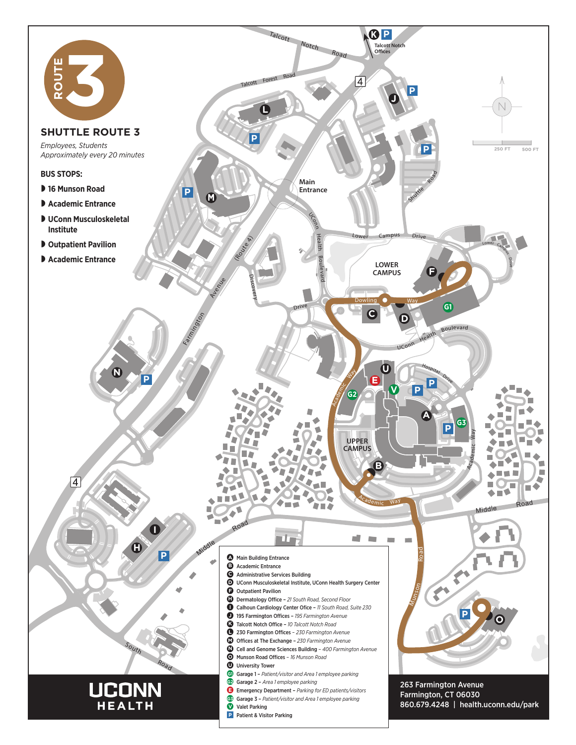# ROUTE 3

## SHUTTLE ROUTE 3

*Employees, Students*
*Approximately every 20 minutes*

**BUS STOPS:**

- **16 Munson Road**
- **Academic Entrance**
- **UConn Musculoskeletal Institute**
- **Outpatient Pavilion**
- **Academic Entrance**

Talcott Notch Road
Talcott Forest Road
Talcott Notch Offices
Main Entrance
UConn Health Boulevard
Lower Campus Drive
Shuttle Road
Farmington Avenue (Route 4)
Discovery Drive
LOWER CAMPUS
Dowling Way
Hospital Drive
Academic Way
UPPER CAMPUS
Middle Road
Munson Road
South Road

250 FT 500 FT

- **A** Main Building Entrance
- **B** Academic Entrance
- **C** Administrative Services Building
- **D** UConn Musculoskeletal Institute, UConn Health Surgery Center
- **F** Outpatient Pavilion
- **H** Dermatology Office – *21 South Road, Second Floor*
- **I** Calhoun Cardiology Center Office – *11 South Road, Suite 230*
- **J** 195 Farmington Offices – *195 Farmington Avenue*
- **K** Talcott Notch Office – *10 Talcott Notch Road*
- **L** 230 Farmington Offices – *230 Farmington Avenue*
- **M** Offices at The Exchange – *230 Farmington Avenue*
- **N** Cell and Genome Sciences Building – *400 Farmington Avenue*
- **O** Munson Road Offices – *16 Munson Road*
- **U** University Tower
- **G1** Garage 1 – *Patient/visitor and Area 1 employee parking*
- **G2** Garage 2 – *Area 1 employee parking*
- **E** Emergency Department – *Parking for ED patients/visitors*
- **G3** Garage 3 – *Patient/visitor and Area 1 employee parking*
- **V** Valet Parking
- **P** Patient & Visitor Parking

UCONN HEALTH

263 Farmington Avenue
Farmington, CT 06030
860.679.4248 | health.uconn.edu/park